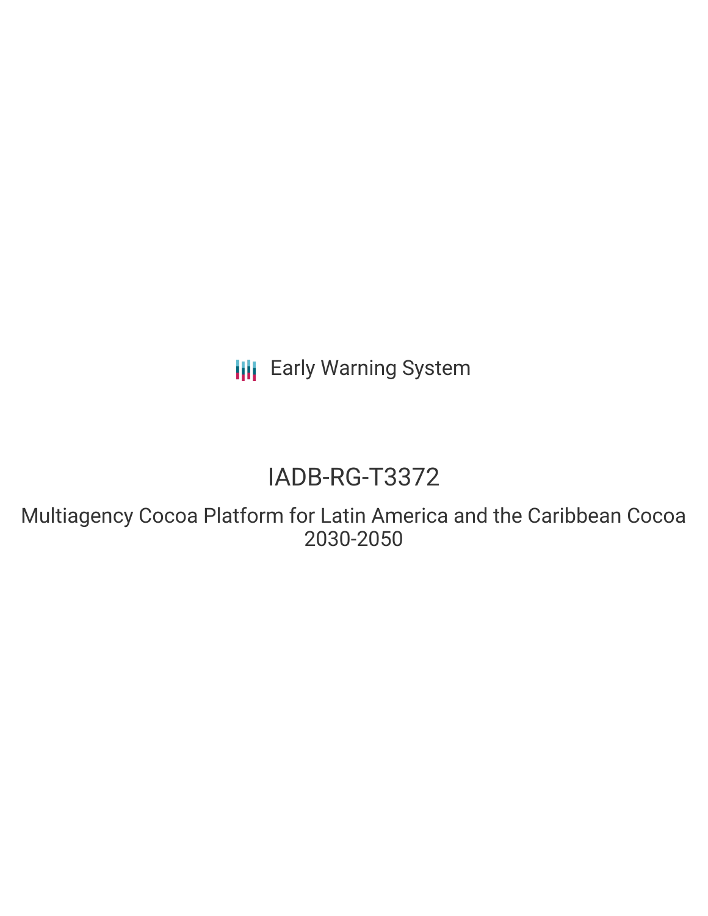Early Warning System

# IADB-RG-T3372

## Multiagency Cocoa Platform for Latin America and the Caribbean Cocoa 2030-2050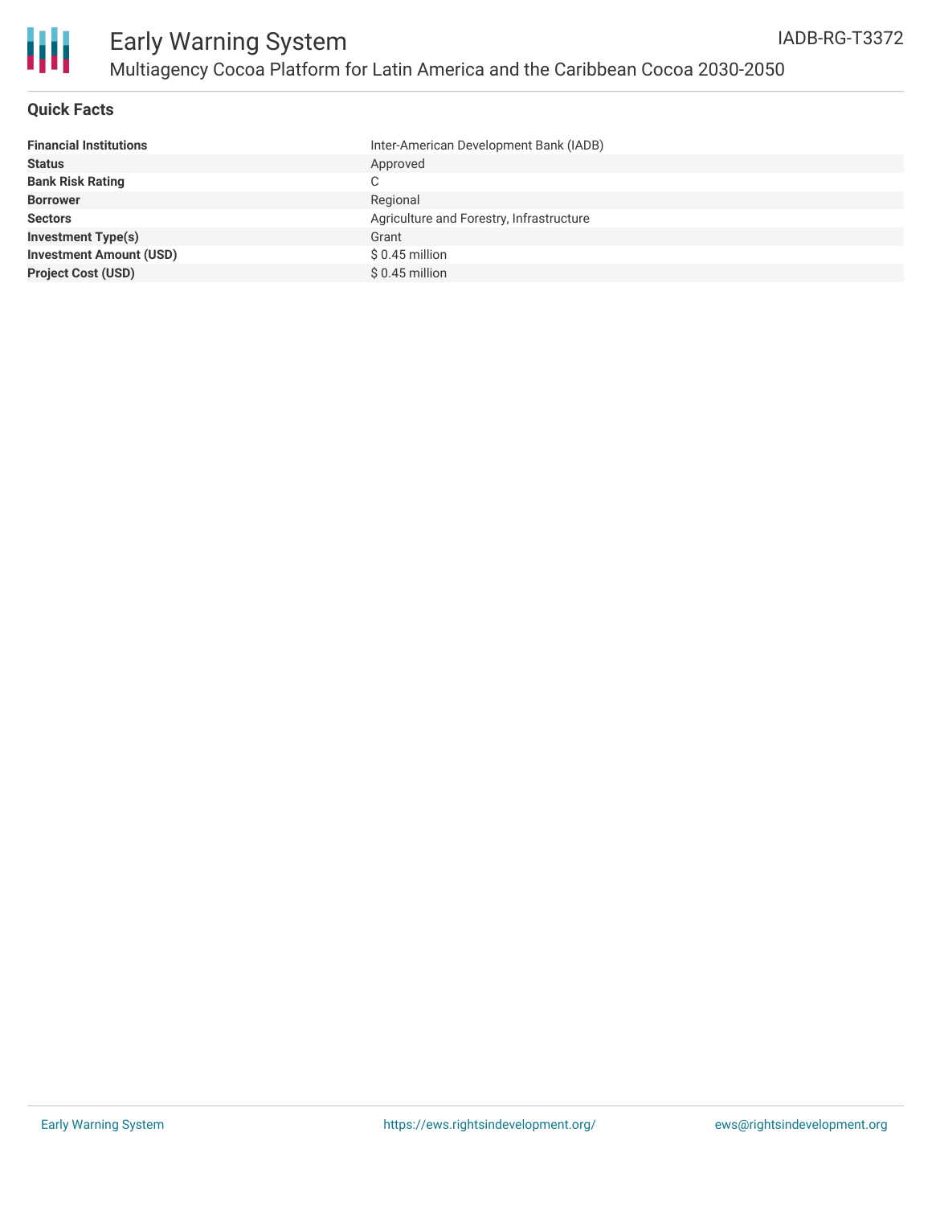## Quick Facts

| | |
|---|---|
| **Financial Institutions** | Inter-American Development Bank (IADB) |
| **Status** | Approved |
| **Bank Risk Rating** | C |
| **Borrower** | Regional |
| **Sectors** | Agriculture and Forestry, Infrastructure |
| **Investment Type(s)** | Grant |
| **Investment Amount (USD)** | $ 0.45 million |
| **Project Cost (USD)** | $ 0.45 million |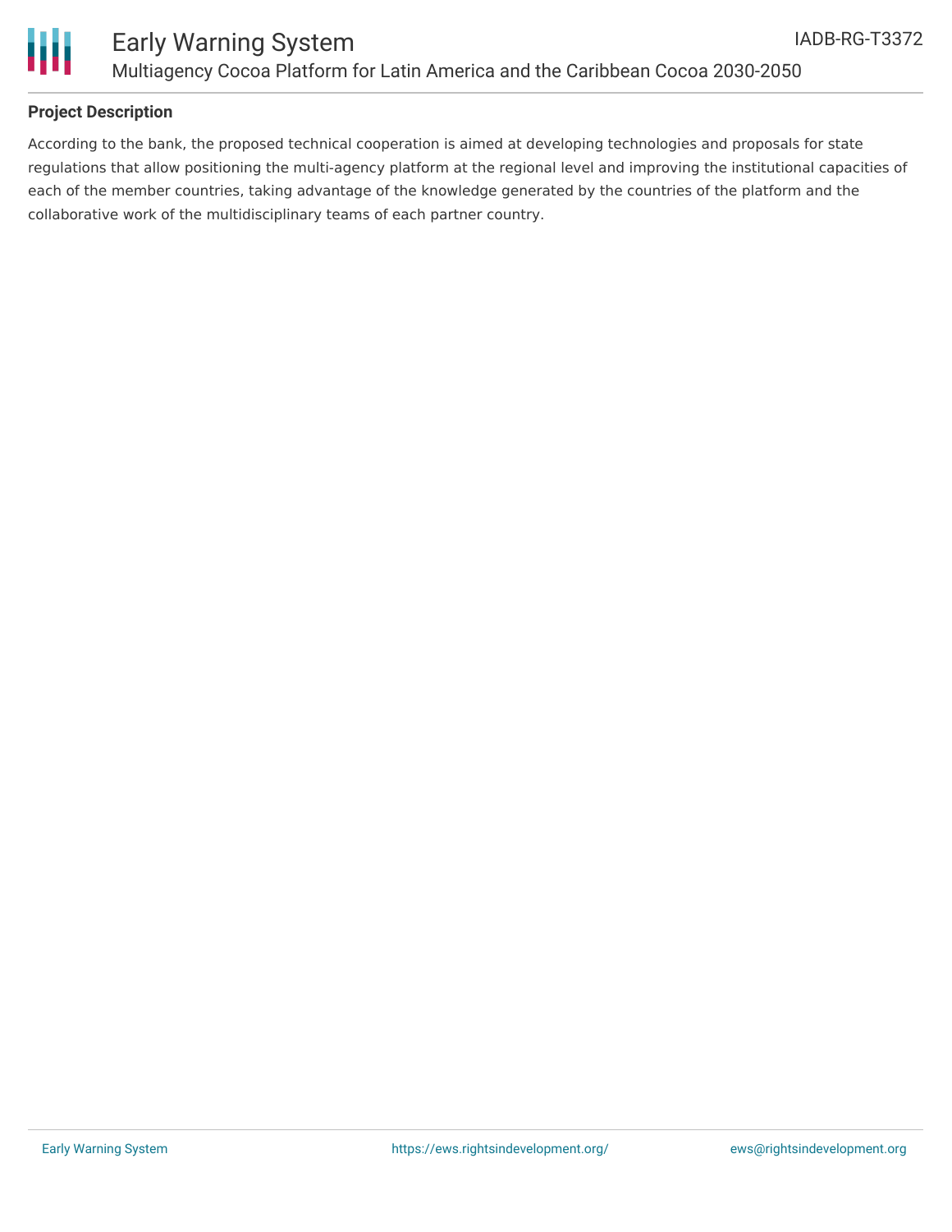**Project Description**

According to the bank, the proposed technical cooperation is aimed at developing technologies and proposals for state regulations that allow positioning the multi-agency platform at the regional level and improving the institutional capacities of each of the member countries, taking advantage of the knowledge generated by the countries of the platform and the collaborative work of the multidisciplinary teams of each partner country.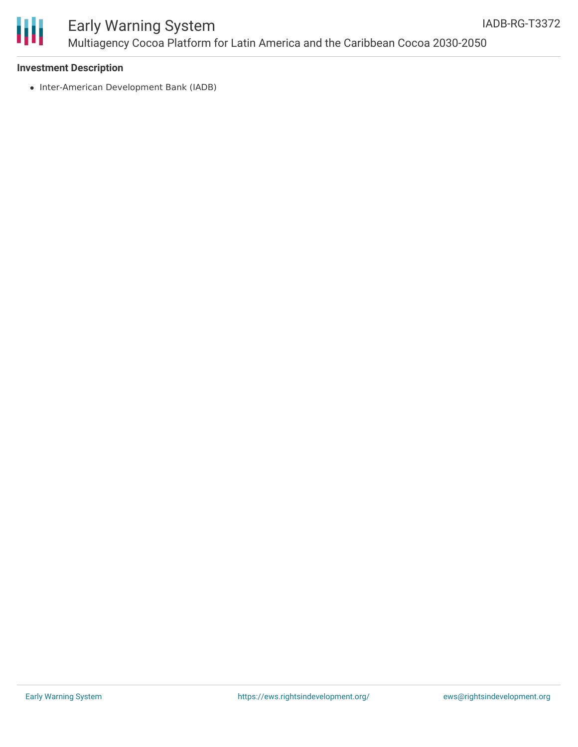**Investment Description**

- Inter-American Development Bank (IADB)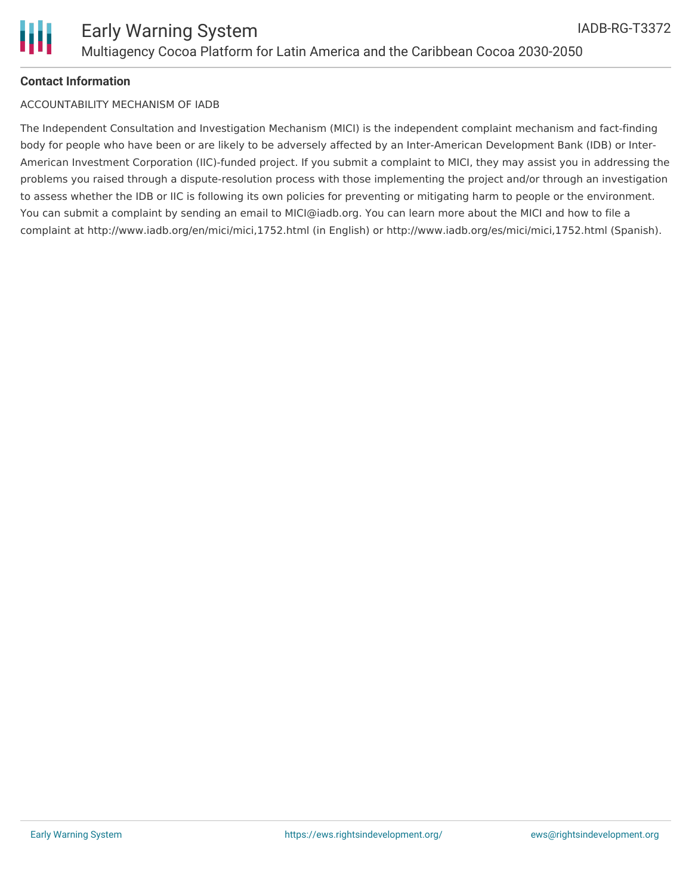**Contact Information**

ACCOUNTABILITY MECHANISM OF IADB

The Independent Consultation and Investigation Mechanism (MICI) is the independent complaint mechanism and fact-finding body for people who have been or are likely to be adversely affected by an Inter-American Development Bank (IDB) or Inter-American Investment Corporation (IIC)-funded project. If you submit a complaint to MICI, they may assist you in addressing the problems you raised through a dispute-resolution process with those implementing the project and/or through an investigation to assess whether the IDB or IIC is following its own policies for preventing or mitigating harm to people or the environment. You can submit a complaint by sending an email to MICI@iadb.org. You can learn more about the MICI and how to file a complaint at http://www.iadb.org/en/mici/mici,1752.html (in English) or http://www.iadb.org/es/mici/mici,1752.html (Spanish).